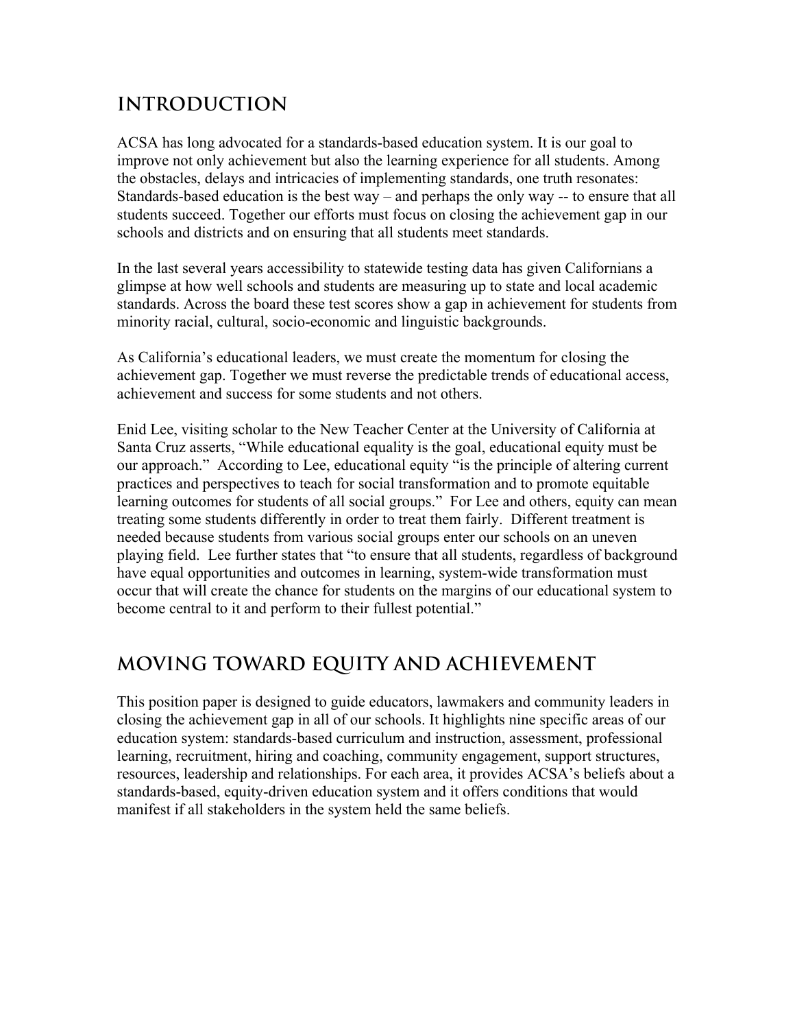## INTRODUCTION

ACSA has long advocated for a standards-based education system. It is our goal to improve not only achievement but also the learning experience for all students. Among the obstacles, delays and intricacies of implementing standards, one truth resonates: Standards-based education is the best way – and perhaps the only way -- to ensure that all students succeed. Together our efforts must focus on closing the achievement gap in our schools and districts and on ensuring that all students meet standards.

In the last several years accessibility to statewide testing data has given Californians a glimpse at how well schools and students are measuring up to state and local academic standards. Across the board these test scores show a gap in achievement for students from minority racial, cultural, socio-economic and linguistic backgrounds.

As California's educational leaders, we must create the momentum for closing the achievement gap. Together we must reverse the predictable trends of educational access, achievement and success for some students and not others.

Enid Lee, visiting scholar to the New Teacher Center at the University of California at Santa Cruz asserts, "While educational equality is the goal, educational equity must be our approach." According to Lee, educational equity "is the principle of altering current practices and perspectives to teach for social transformation and to promote equitable learning outcomes for students of all social groups." For Lee and others, equity can mean treating some students differently in order to treat them fairly. Different treatment is needed because students from various social groups enter our schools on an uneven playing field. Lee further states that "to ensure that all students, regardless of background have equal opportunities and outcomes in learning, system-wide transformation must occur that will create the chance for students on the margins of our educational system to become central to it and perform to their fullest potential."

## MOVING TOWARD EQUITY AND ACHIEVEMENT

This position paper is designed to guide educators, lawmakers and community leaders in closing the achievement gap in all of our schools. It highlights nine specific areas of our education system: standards-based curriculum and instruction, assessment, professional learning, recruitment, hiring and coaching, community engagement, support structures, resources, leadership and relationships. For each area, it provides ACSA's beliefs about a standards-based, equity-driven education system and it offers conditions that would manifest if all stakeholders in the system held the same beliefs.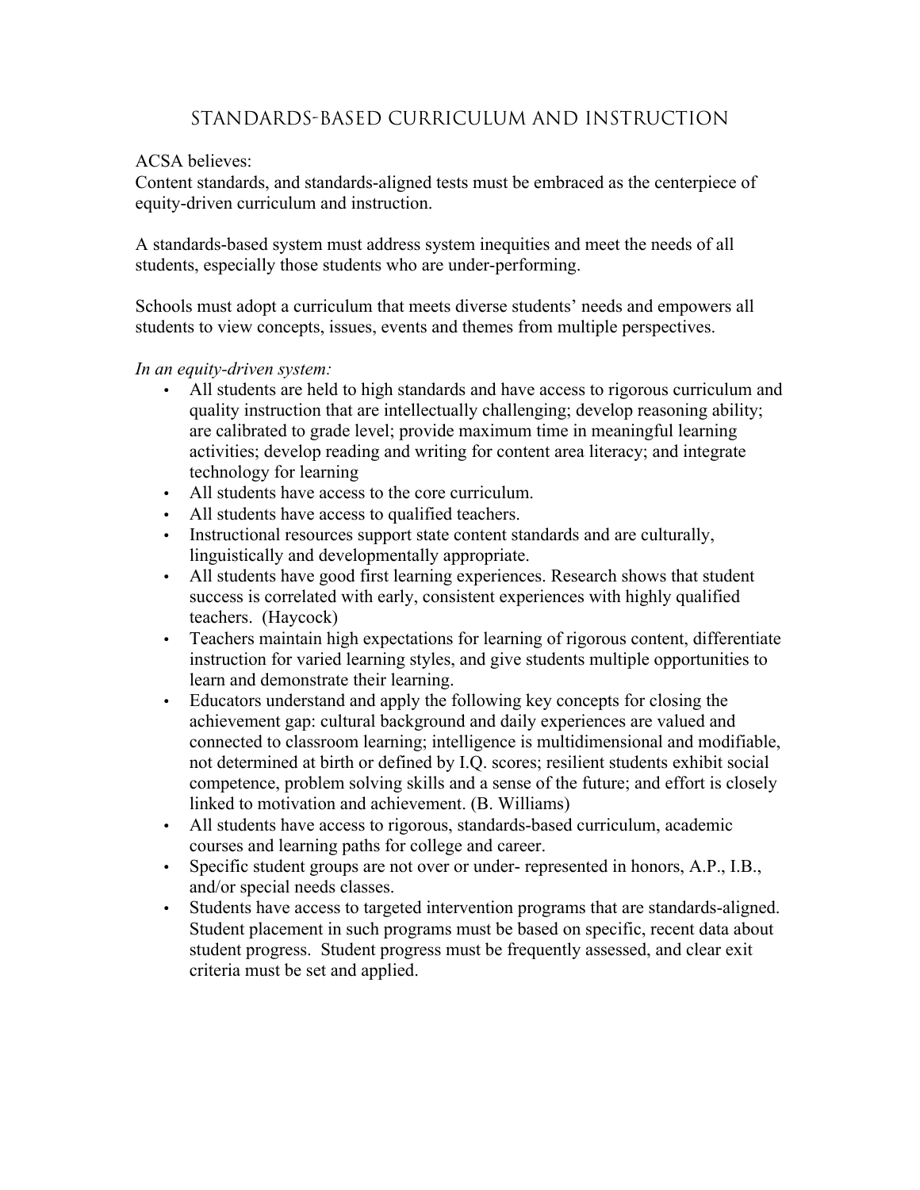# Standards-Based Curriculum and Instruction

ACSA believes:
Content standards, and standards-aligned tests must be embraced as the centerpiece of equity-driven curriculum and instruction.

A standards-based system must address system inequities and meet the needs of all students, especially those students who are under-performing.

Schools must adopt a curriculum that meets diverse students' needs and empowers all students to view concepts, issues, events and themes from multiple perspectives.

*In an equity-driven system:*

- All students are held to high standards and have access to rigorous curriculum and quality instruction that are intellectually challenging; develop reasoning ability; are calibrated to grade level; provide maximum time in meaningful learning activities; develop reading and writing for content area literacy; and integrate technology for learning
- All students have access to the core curriculum.
- All students have access to qualified teachers.
- Instructional resources support state content standards and are culturally, linguistically and developmentally appropriate.
- All students have good first learning experiences. Research shows that student success is correlated with early, consistent experiences with highly qualified teachers. (Haycock)
- Teachers maintain high expectations for learning of rigorous content, differentiate instruction for varied learning styles, and give students multiple opportunities to learn and demonstrate their learning.
- Educators understand and apply the following key concepts for closing the achievement gap: cultural background and daily experiences are valued and connected to classroom learning; intelligence is multidimensional and modifiable, not determined at birth or defined by I.Q. scores; resilient students exhibit social competence, problem solving skills and a sense of the future; and effort is closely linked to motivation and achievement. (B. Williams)
- All students have access to rigorous, standards-based curriculum, academic courses and learning paths for college and career.
- Specific student groups are not over or under- represented in honors, A.P., I.B., and/or special needs classes.
- Students have access to targeted intervention programs that are standards-aligned. Student placement in such programs must be based on specific, recent data about student progress. Student progress must be frequently assessed, and clear exit criteria must be set and applied.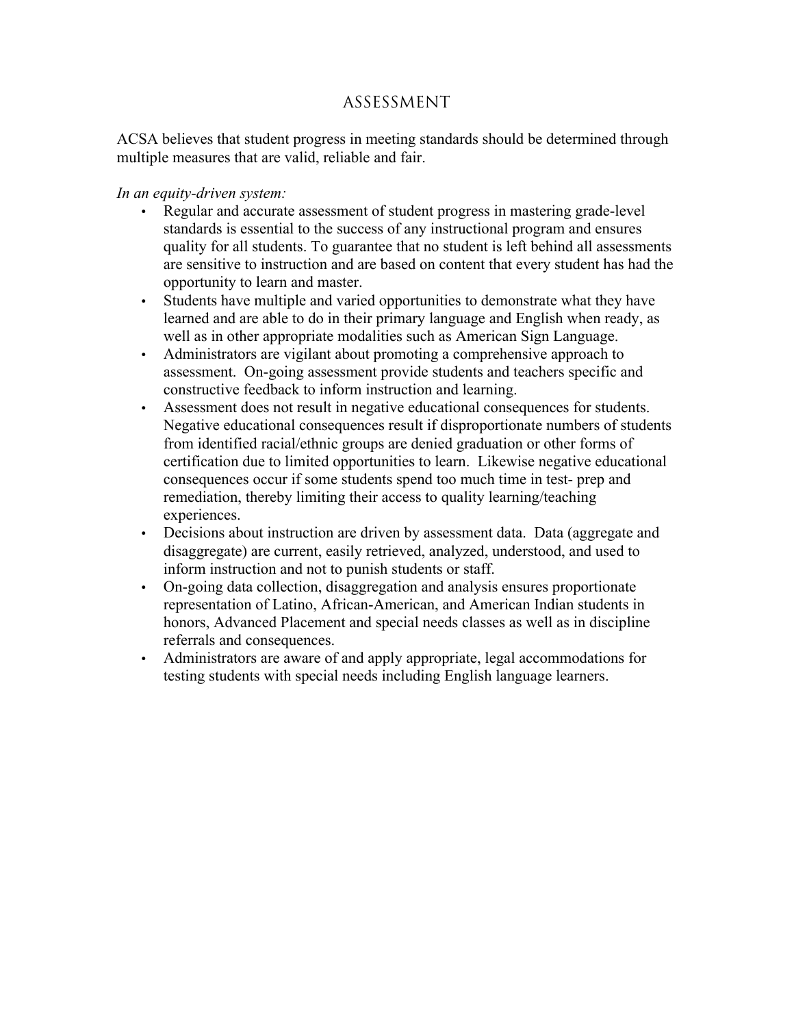# ASSESSMENT

ACSA believes that student progress in meeting standards should be determined through multiple measures that are valid, reliable and fair.

*In an equity-driven system:*

- Regular and accurate assessment of student progress in mastering grade-level standards is essential to the success of any instructional program and ensures quality for all students. To guarantee that no student is left behind all assessments are sensitive to instruction and are based on content that every student has had the opportunity to learn and master.
- Students have multiple and varied opportunities to demonstrate what they have learned and are able to do in their primary language and English when ready, as well as in other appropriate modalities such as American Sign Language.
- Administrators are vigilant about promoting a comprehensive approach to assessment. On-going assessment provide students and teachers specific and constructive feedback to inform instruction and learning.
- Assessment does not result in negative educational consequences for students. Negative educational consequences result if disproportionate numbers of students from identified racial/ethnic groups are denied graduation or other forms of certification due to limited opportunities to learn. Likewise negative educational consequences occur if some students spend too much time in test- prep and remediation, thereby limiting their access to quality learning/teaching experiences.
- Decisions about instruction are driven by assessment data. Data (aggregate and disaggregate) are current, easily retrieved, analyzed, understood, and used to inform instruction and not to punish students or staff.
- On-going data collection, disaggregation and analysis ensures proportionate representation of Latino, African-American, and American Indian students in honors, Advanced Placement and special needs classes as well as in discipline referrals and consequences.
- Administrators are aware of and apply appropriate, legal accommodations for testing students with special needs including English language learners.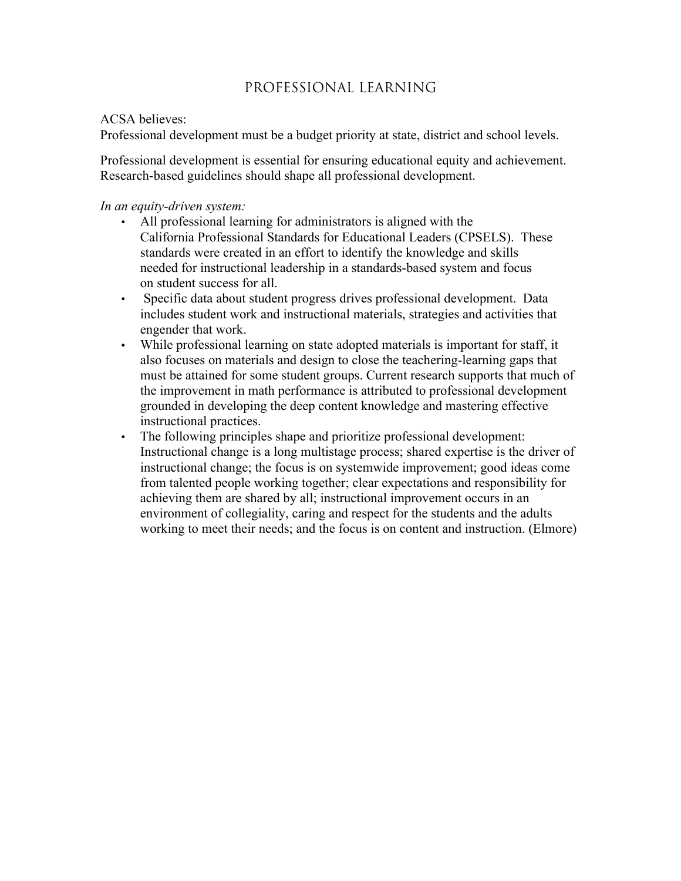# PROFESSIONAL LEARNING

ACSA believes:
Professional development must be a budget priority at state, district and school levels.

Professional development is essential for ensuring educational equity and achievement. Research-based guidelines should shape all professional development.

*In an equity-driven system:*

- All professional learning for administrators is aligned with the California Professional Standards for Educational Leaders (CPSELS). These standards were created in an effort to identify the knowledge and skills needed for instructional leadership in a standards-based system and focus on student success for all.
- Specific data about student progress drives professional development. Data includes student work and instructional materials, strategies and activities that engender that work.
- While professional learning on state adopted materials is important for staff, it also focuses on materials and design to close the teachering-learning gaps that must be attained for some student groups. Current research supports that much of the improvement in math performance is attributed to professional development grounded in developing the deep content knowledge and mastering effective instructional practices.
- The following principles shape and prioritize professional development: Instructional change is a long multistage process; shared expertise is the driver of instructional change; the focus is on systemwide improvement; good ideas come from talented people working together; clear expectations and responsibility for achieving them are shared by all; instructional improvement occurs in an environment of collegiality, caring and respect for the students and the adults working to meet their needs; and the focus is on content and instruction. (Elmore)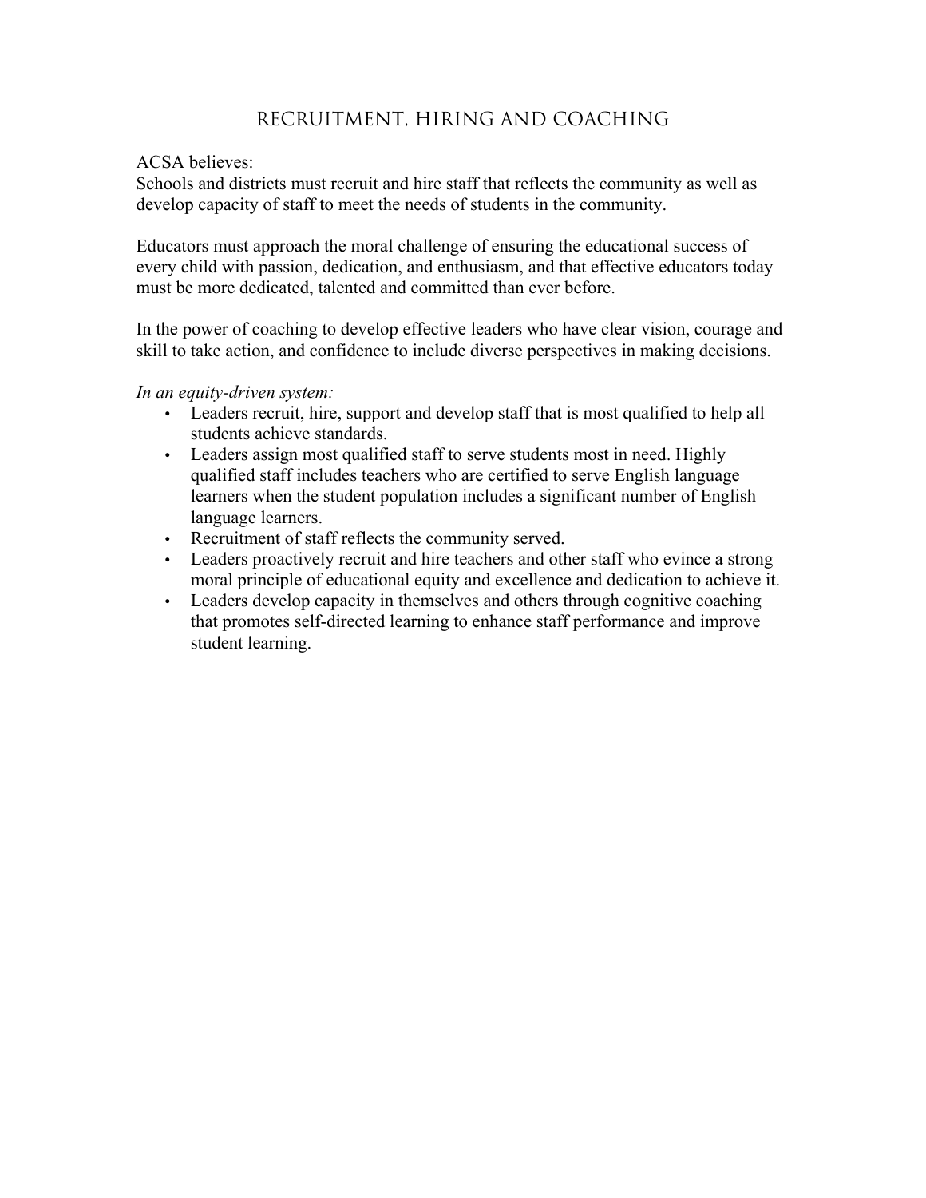# RECRUITMENT, HIRING AND COACHING

ACSA believes:
Schools and districts must recruit and hire staff that reflects the community as well as develop capacity of staff to meet the needs of students in the community.

Educators must approach the moral challenge of ensuring the educational success of every child with passion, dedication, and enthusiasm, and that effective educators today must be more dedicated, talented and committed than ever before.

In the power of coaching to develop effective leaders who have clear vision, courage and skill to take action, and confidence to include diverse perspectives in making decisions.

*In an equity-driven system:*

- Leaders recruit, hire, support and develop staff that is most qualified to help all students achieve standards.
- Leaders assign most qualified staff to serve students most in need. Highly qualified staff includes teachers who are certified to serve English language learners when the student population includes a significant number of English language learners.
- Recruitment of staff reflects the community served.
- Leaders proactively recruit and hire teachers and other staff who evince a strong moral principle of educational equity and excellence and dedication to achieve it.
- Leaders develop capacity in themselves and others through cognitive coaching that promotes self-directed learning to enhance staff performance and improve student learning.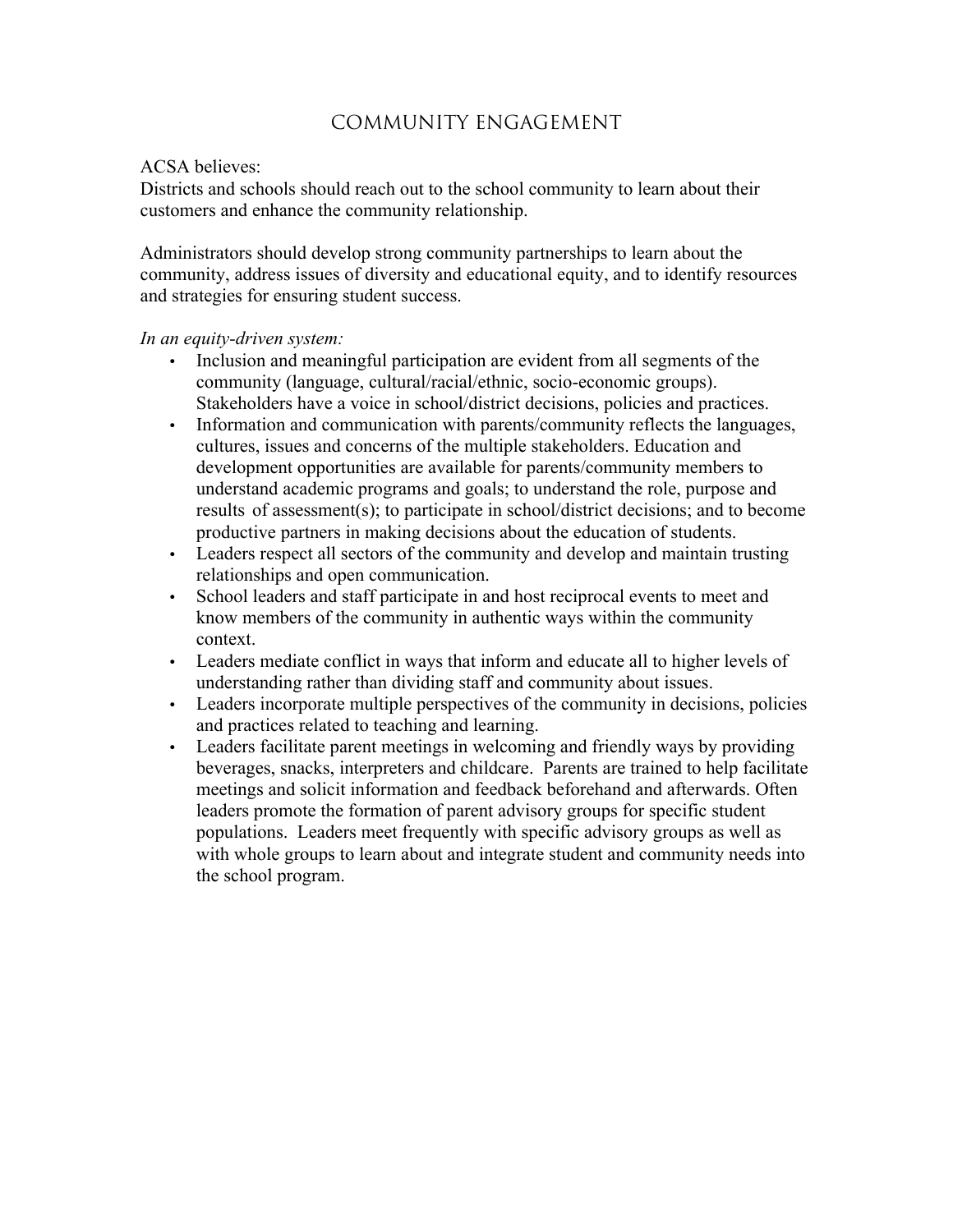# COMMUNITY ENGAGEMENT

ACSA believes:
Districts and schools should reach out to the school community to learn about their customers and enhance the community relationship.

Administrators should develop strong community partnerships to learn about the community, address issues of diversity and educational equity, and to identify resources and strategies for ensuring student success.

*In an equity-driven system:*

- Inclusion and meaningful participation are evident from all segments of the community (language, cultural/racial/ethnic, socio-economic groups). Stakeholders have a voice in school/district decisions, policies and practices.
- Information and communication with parents/community reflects the languages, cultures, issues and concerns of the multiple stakeholders. Education and development opportunities are available for parents/community members to understand academic programs and goals; to understand the role, purpose and results of assessment(s); to participate in school/district decisions; and to become productive partners in making decisions about the education of students.
- Leaders respect all sectors of the community and develop and maintain trusting relationships and open communication.
- School leaders and staff participate in and host reciprocal events to meet and know members of the community in authentic ways within the community context.
- Leaders mediate conflict in ways that inform and educate all to higher levels of understanding rather than dividing staff and community about issues.
- Leaders incorporate multiple perspectives of the community in decisions, policies and practices related to teaching and learning.
- Leaders facilitate parent meetings in welcoming and friendly ways by providing beverages, snacks, interpreters and childcare. Parents are trained to help facilitate meetings and solicit information and feedback beforehand and afterwards. Often leaders promote the formation of parent advisory groups for specific student populations. Leaders meet frequently with specific advisory groups as well as with whole groups to learn about and integrate student and community needs into the school program.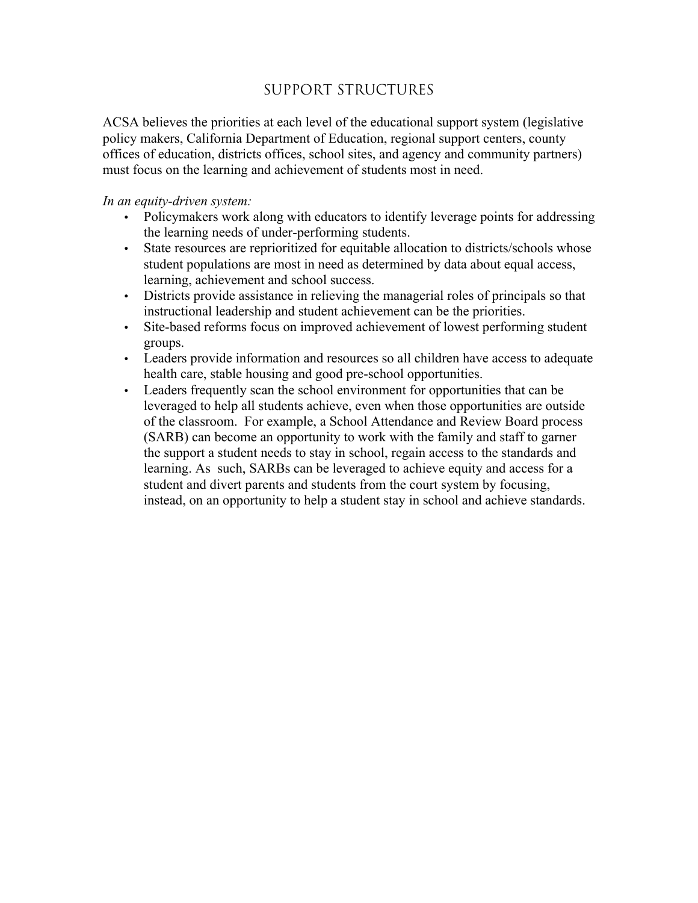## SUPPORT STRUCTURES

ACSA believes the priorities at each level of the educational support system (legislative policy makers, California Department of Education, regional support centers, county offices of education, districts offices, school sites, and agency and community partners) must focus on the learning and achievement of students most in need.

*In an equity-driven system:*

- Policymakers work along with educators to identify leverage points for addressing the learning needs of under-performing students.
- State resources are reprioritized for equitable allocation to districts/schools whose student populations are most in need as determined by data about equal access, learning, achievement and school success.
- Districts provide assistance in relieving the managerial roles of principals so that instructional leadership and student achievement can be the priorities.
- Site-based reforms focus on improved achievement of lowest performing student groups.
- Leaders provide information and resources so all children have access to adequate health care, stable housing and good pre-school opportunities.
- Leaders frequently scan the school environment for opportunities that can be leveraged to help all students achieve, even when those opportunities are outside of the classroom. For example, a School Attendance and Review Board process (SARB) can become an opportunity to work with the family and staff to garner the support a student needs to stay in school, regain access to the standards and learning. As such, SARBs can be leveraged to achieve equity and access for a student and divert parents and students from the court system by focusing, instead, on an opportunity to help a student stay in school and achieve standards.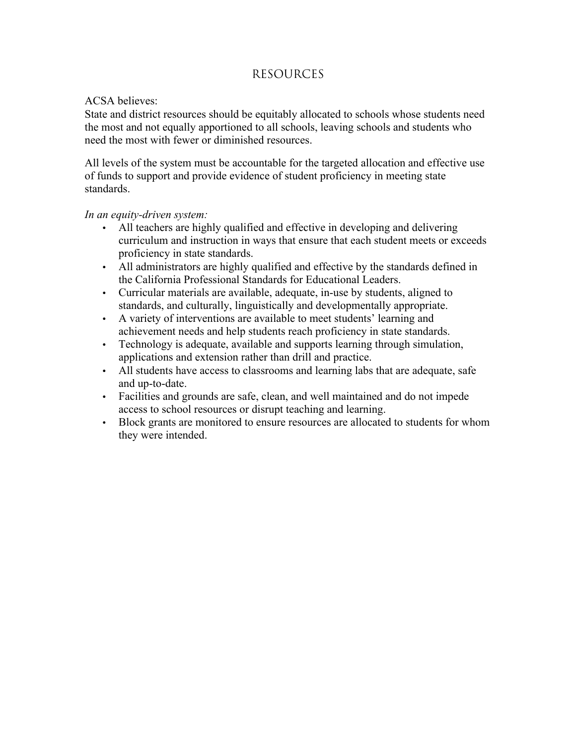# RESOURCES

ACSA believes:
State and district resources should be equitably allocated to schools whose students need the most and not equally apportioned to all schools, leaving schools and students who need the most with fewer or diminished resources.

All levels of the system must be accountable for the targeted allocation and effective use of funds to support and provide evidence of student proficiency in meeting state standards.

*In an equity-driven system:*

- All teachers are highly qualified and effective in developing and delivering curriculum and instruction in ways that ensure that each student meets or exceeds proficiency in state standards.
- All administrators are highly qualified and effective by the standards defined in the California Professional Standards for Educational Leaders.
- Curricular materials are available, adequate, in-use by students, aligned to standards, and culturally, linguistically and developmentally appropriate.
- A variety of interventions are available to meet students' learning and achievement needs and help students reach proficiency in state standards.
- Technology is adequate, available and supports learning through simulation, applications and extension rather than drill and practice.
- All students have access to classrooms and learning labs that are adequate, safe and up-to-date.
- Facilities and grounds are safe, clean, and well maintained and do not impede access to school resources or disrupt teaching and learning.
- Block grants are monitored to ensure resources are allocated to students for whom they were intended.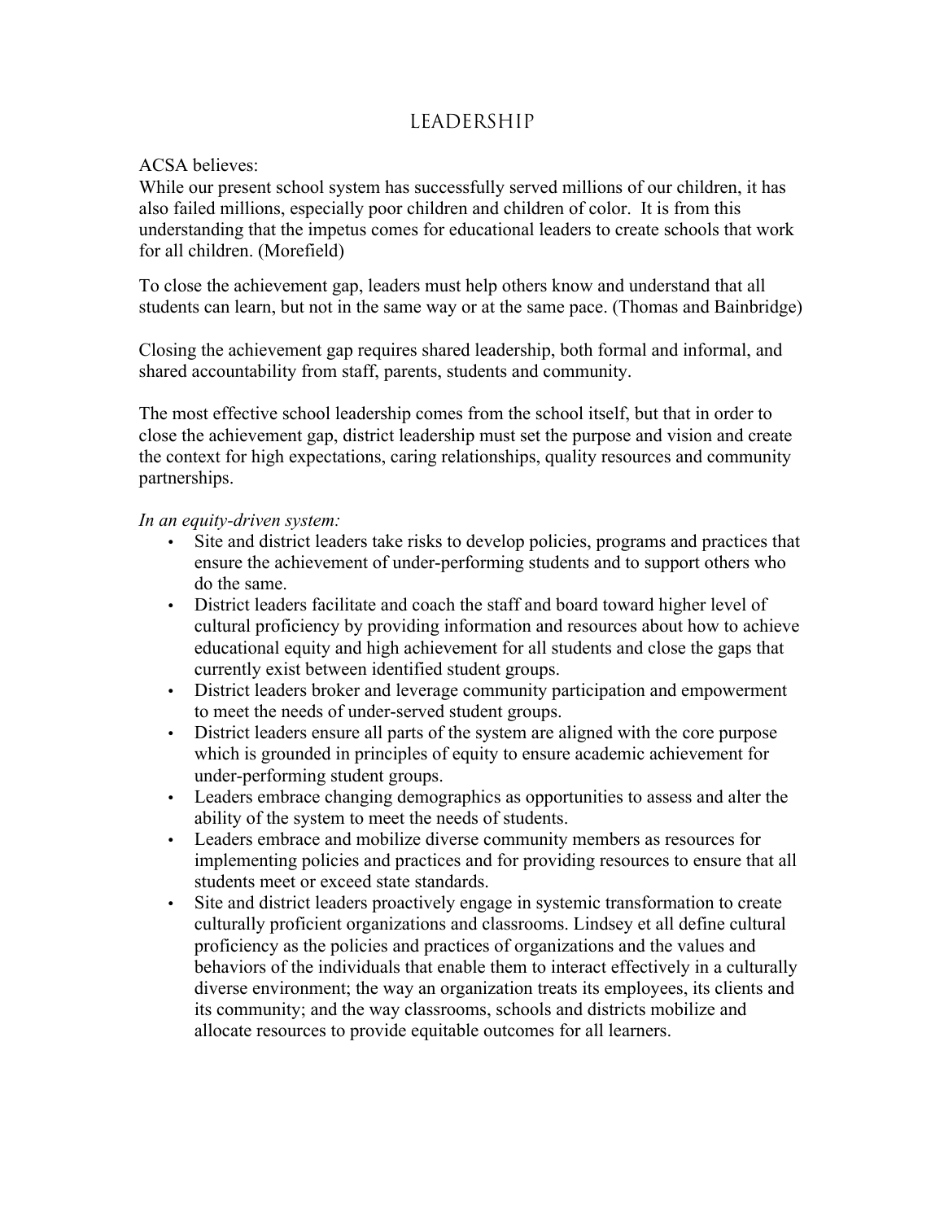# LEADERSHIP

ACSA believes:
While our present school system has successfully served millions of our children, it has also failed millions, especially poor children and children of color. It is from this understanding that the impetus comes for educational leaders to create schools that work for all children. (Morefield)

To close the achievement gap, leaders must help others know and understand that all students can learn, but not in the same way or at the same pace. (Thomas and Bainbridge)

Closing the achievement gap requires shared leadership, both formal and informal, and shared accountability from staff, parents, students and community.

The most effective school leadership comes from the school itself, but that in order to close the achievement gap, district leadership must set the purpose and vision and create the context for high expectations, caring relationships, quality resources and community partnerships.

*In an equity-driven system:*

- Site and district leaders take risks to develop policies, programs and practices that ensure the achievement of under-performing students and to support others who do the same.
- District leaders facilitate and coach the staff and board toward higher level of cultural proficiency by providing information and resources about how to achieve educational equity and high achievement for all students and close the gaps that currently exist between identified student groups.
- District leaders broker and leverage community participation and empowerment to meet the needs of under-served student groups.
- District leaders ensure all parts of the system are aligned with the core purpose which is grounded in principles of equity to ensure academic achievement for under-performing student groups.
- Leaders embrace changing demographics as opportunities to assess and alter the ability of the system to meet the needs of students.
- Leaders embrace and mobilize diverse community members as resources for implementing policies and practices and for providing resources to ensure that all students meet or exceed state standards.
- Site and district leaders proactively engage in systemic transformation to create culturally proficient organizations and classrooms. Lindsey et all define cultural proficiency as the policies and practices of organizations and the values and behaviors of the individuals that enable them to interact effectively in a culturally diverse environment; the way an organization treats its employees, its clients and its community; and the way classrooms, schools and districts mobilize and allocate resources to provide equitable outcomes for all learners.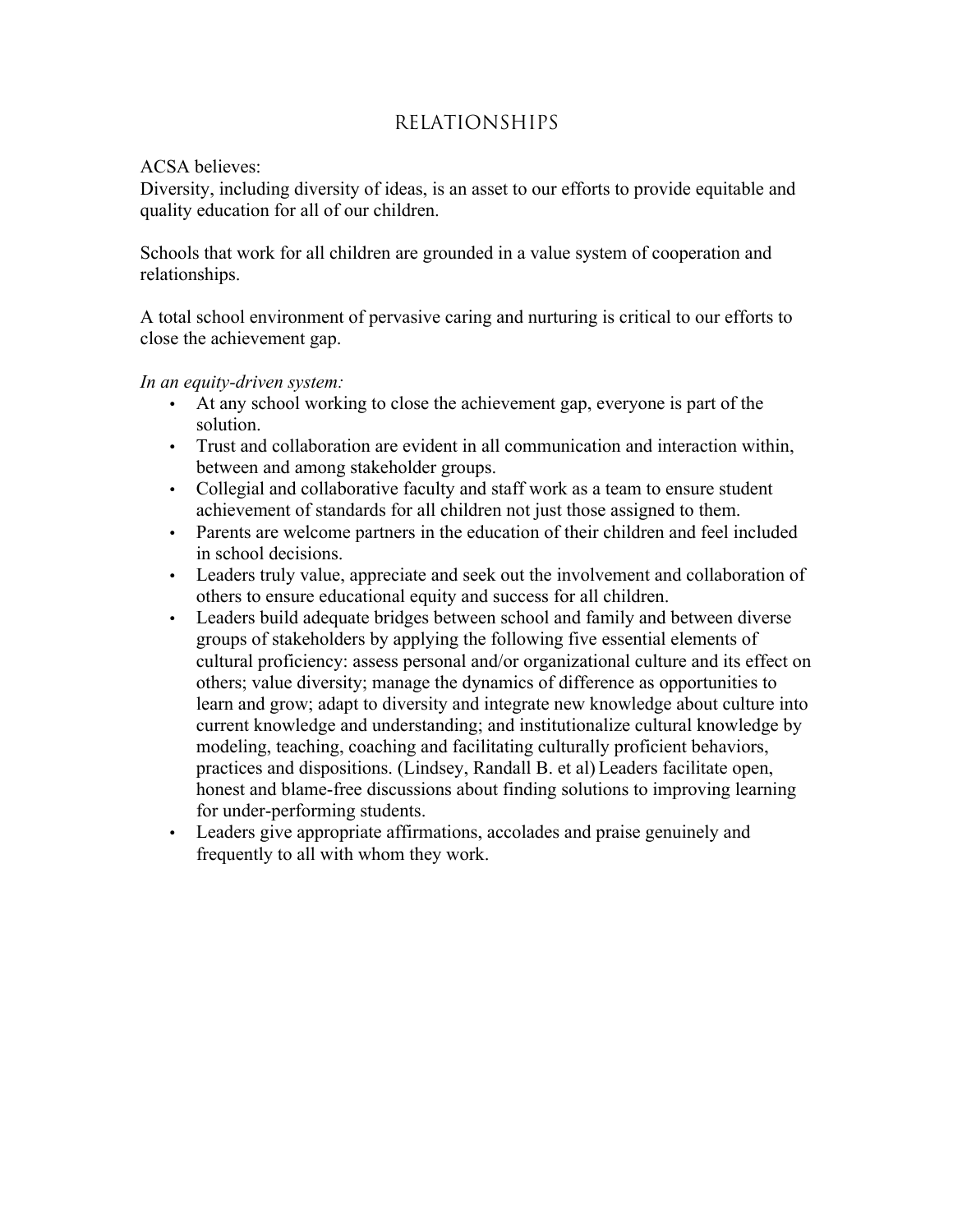# RELATIONSHIPS

ACSA believes:
Diversity, including diversity of ideas, is an asset to our efforts to provide equitable and quality education for all of our children.

Schools that work for all children are grounded in a value system of cooperation and relationships.

A total school environment of pervasive caring and nurturing is critical to our efforts to close the achievement gap.

*In an equity-driven system:*

- At any school working to close the achievement gap, everyone is part of the solution.
- Trust and collaboration are evident in all communication and interaction within, between and among stakeholder groups.
- Collegial and collaborative faculty and staff work as a team to ensure student achievement of standards for all children not just those assigned to them.
- Parents are welcome partners in the education of their children and feel included in school decisions.
- Leaders truly value, appreciate and seek out the involvement and collaboration of others to ensure educational equity and success for all children.
- Leaders build adequate bridges between school and family and between diverse groups of stakeholders by applying the following five essential elements of cultural proficiency: assess personal and/or organizational culture and its effect on others; value diversity; manage the dynamics of difference as opportunities to learn and grow; adapt to diversity and integrate new knowledge about culture into current knowledge and understanding; and institutionalize cultural knowledge by modeling, teaching, coaching and facilitating culturally proficient behaviors, practices and dispositions. (Lindsey, Randall B. et al) Leaders facilitate open, honest and blame-free discussions about finding solutions to improving learning for under-performing students.
- Leaders give appropriate affirmations, accolades and praise genuinely and frequently to all with whom they work.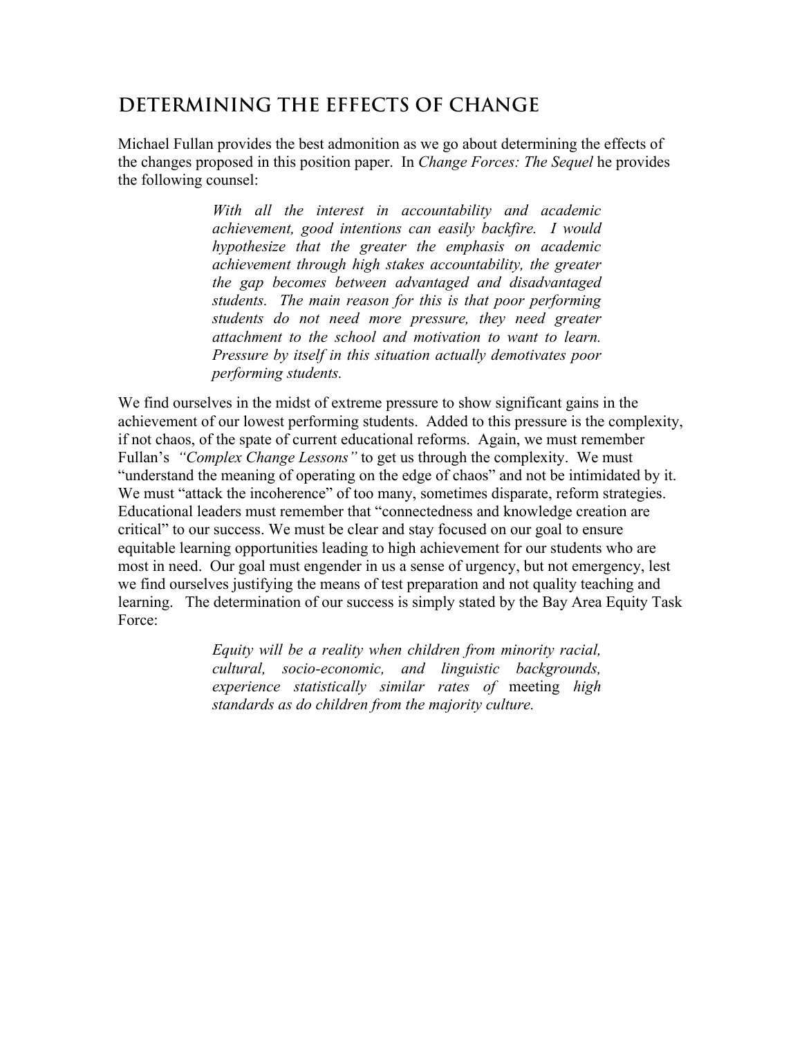## DETERMINING THE EFFECTS OF CHANGE

Michael Fullan provides the best admonition as we go about determining the effects of the changes proposed in this position paper. In *Change Forces: The Sequel* he provides the following counsel:

> *With all the interest in accountability and academic achievement, good intentions can easily backfire. I would hypothesize that the greater the emphasis on academic achievement through high stakes accountability, the greater the gap becomes between advantaged and disadvantaged students. The main reason for this is that poor performing students do not need more pressure, they need greater attachment to the school and motivation to want to learn. Pressure by itself in this situation actually demotivates poor performing students.*

We find ourselves in the midst of extreme pressure to show significant gains in the achievement of our lowest performing students. Added to this pressure is the complexity, if not chaos, of the spate of current educational reforms. Again, we must remember Fullan's *"Complex Change Lessons"* to get us through the complexity. We must "understand the meaning of operating on the edge of chaos" and not be intimidated by it. We must "attack the incoherence" of too many, sometimes disparate, reform strategies. Educational leaders must remember that "connectedness and knowledge creation are critical" to our success. We must be clear and stay focused on our goal to ensure equitable learning opportunities leading to high achievement for our students who are most in need. Our goal must engender in us a sense of urgency, but not emergency, lest we find ourselves justifying the means of test preparation and not quality teaching and learning. The determination of our success is simply stated by the Bay Area Equity Task Force:

> *Equity will be a reality when children from minority racial, cultural, socio-economic, and linguistic backgrounds, experience statistically similar rates of* meeting *high standards as do children from the majority culture.*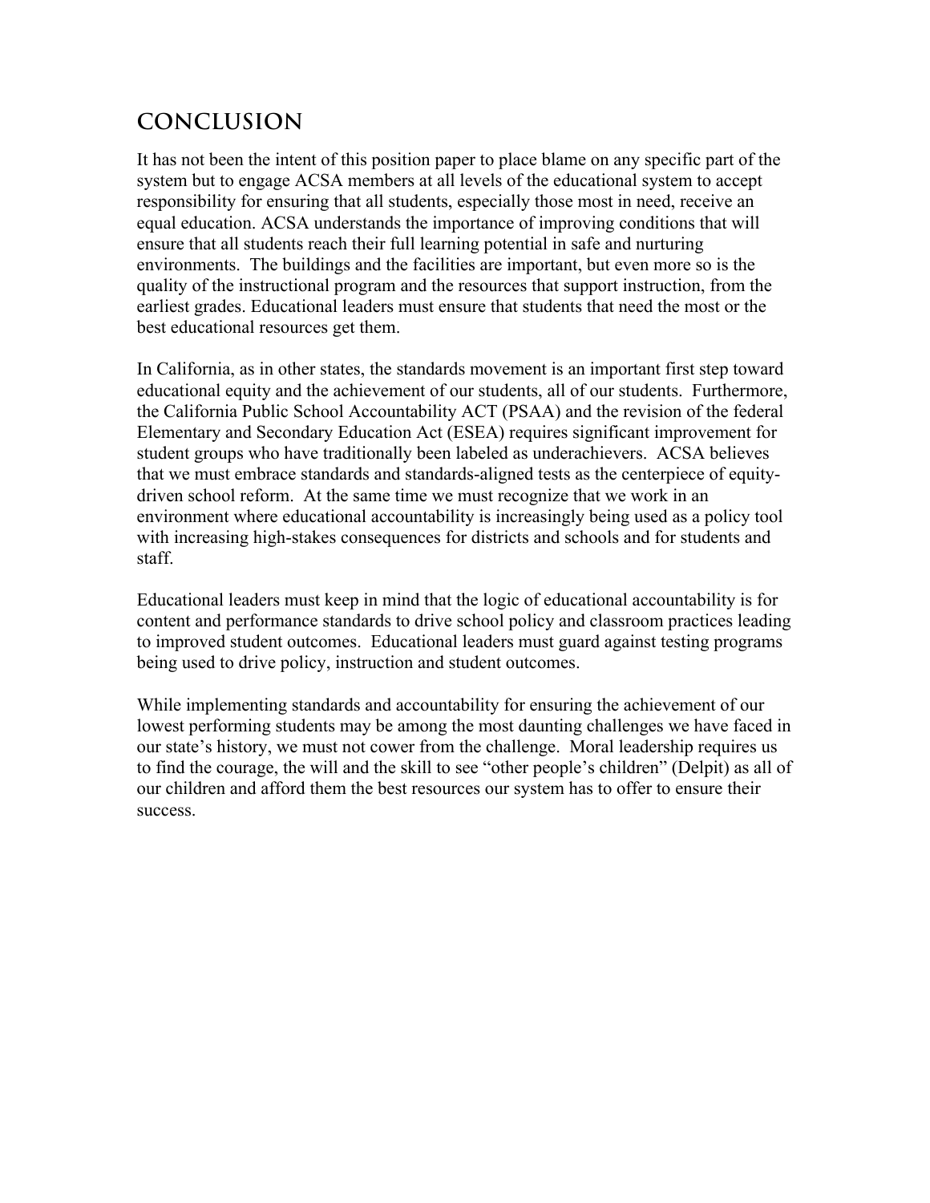## CONCLUSION

It has not been the intent of this position paper to place blame on any specific part of the system but to engage ACSA members at all levels of the educational system to accept responsibility for ensuring that all students, especially those most in need, receive an equal education. ACSA understands the importance of improving conditions that will ensure that all students reach their full learning potential in safe and nurturing environments. The buildings and the facilities are important, but even more so is the quality of the instructional program and the resources that support instruction, from the earliest grades. Educational leaders must ensure that students that need the most or the best educational resources get them.

In California, as in other states, the standards movement is an important first step toward educational equity and the achievement of our students, all of our students. Furthermore, the California Public School Accountability ACT (PSAA) and the revision of the federal Elementary and Secondary Education Act (ESEA) requires significant improvement for student groups who have traditionally been labeled as underachievers. ACSA believes that we must embrace standards and standards-aligned tests as the centerpiece of equity-driven school reform. At the same time we must recognize that we work in an environment where educational accountability is increasingly being used as a policy tool with increasing high-stakes consequences for districts and schools and for students and staff.

Educational leaders must keep in mind that the logic of educational accountability is for content and performance standards to drive school policy and classroom practices leading to improved student outcomes. Educational leaders must guard against testing programs being used to drive policy, instruction and student outcomes.

While implementing standards and accountability for ensuring the achievement of our lowest performing students may be among the most daunting challenges we have faced in our state's history, we must not cower from the challenge. Moral leadership requires us to find the courage, the will and the skill to see "other people's children" (Delpit) as all of our children and afford them the best resources our system has to offer to ensure their success.